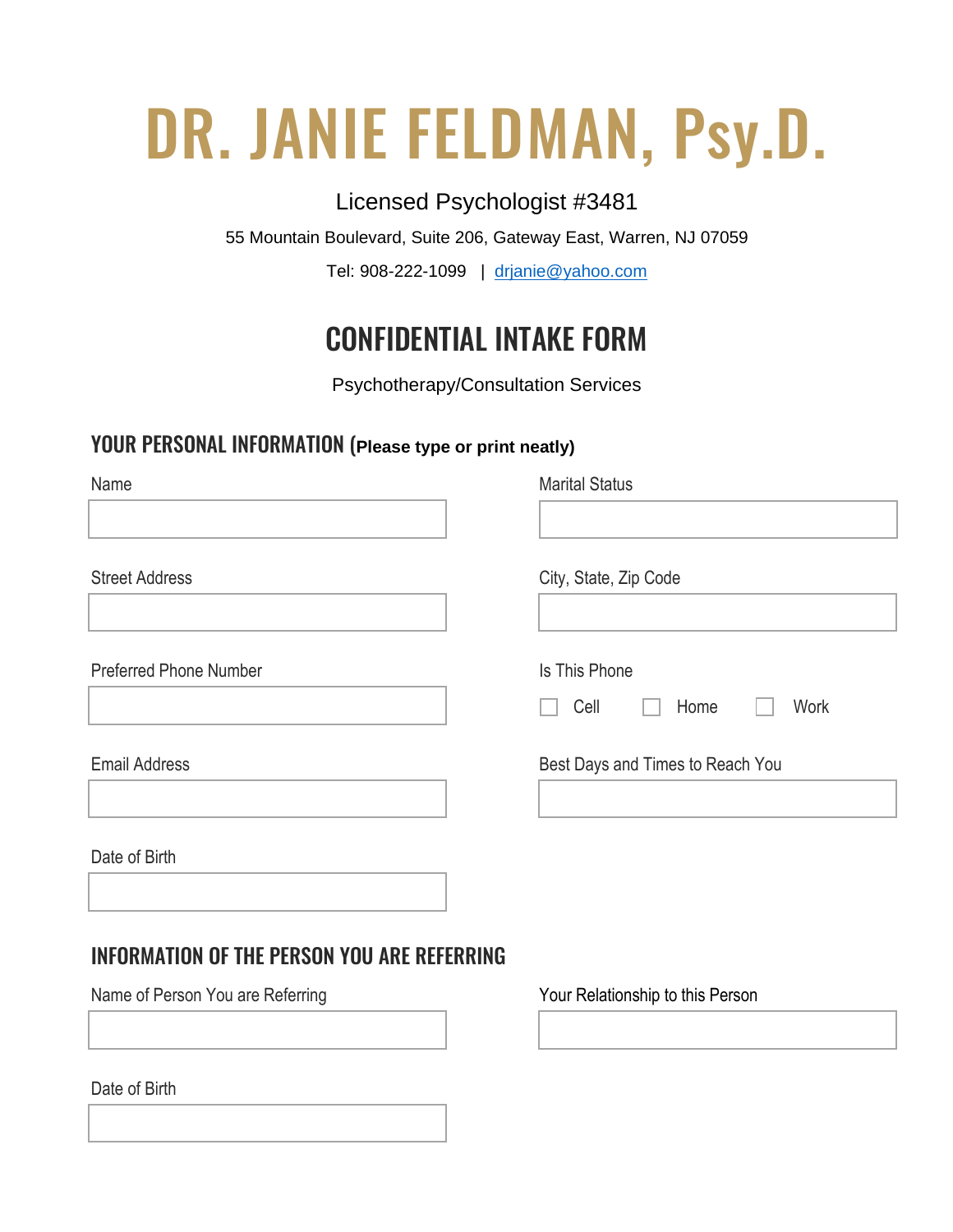# DR. JANIE FELDMAN, Psy.D.

Licensed Psychologist #3481

55 Mountain Boulevard, Suite 206, Gateway East, Warren, NJ 07059

Tel: 908-222-1099 | drjanie@yahoo.com

## CONFIDENTIAL INTAKE FORM

Psychotherapy/Consultation Services

### YOUR PERSONAL INFORMATION (**Please type or print neatly**)

Name

Marital Status

Street Address

City, State, Zip Code

Preferred Phone Number

Is This Phone

☐ Cell ☐ Home ☐ Work

Email Address

Best Days and Times to Reach You

Date of Birth

### INFORMATION OF THE PERSON YOU ARE REFERRING

Name of Person You are Referring

Your Relationship to this Person

Date of Birth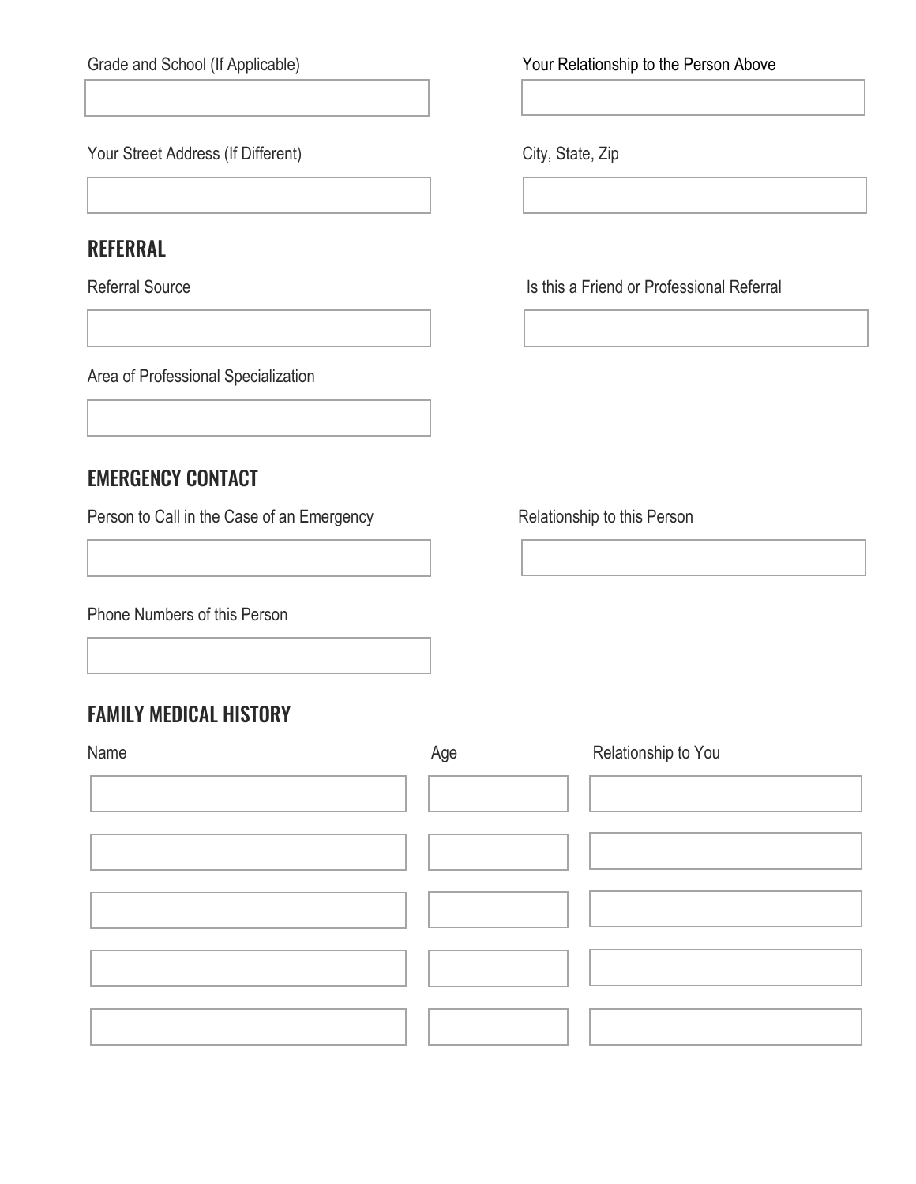Grade and School (If Applicable)

Your Relationship to the Person Above

Your Street Address (If Different)

City, State, Zip

## REFERRAL

Referral Source

Is this a Friend or Professional Referral

Area of Professional Specialization

## EMERGENCY CONTACT

Person to Call in the Case of an Emergency

Relationship to this Person

Phone Numbers of this Person

## FAMILY MEDICAL HISTORY

| Name | Age | Relationship to You |
|---|---|---|
| | | |
| | | |
| | | |
| | | |
| | | |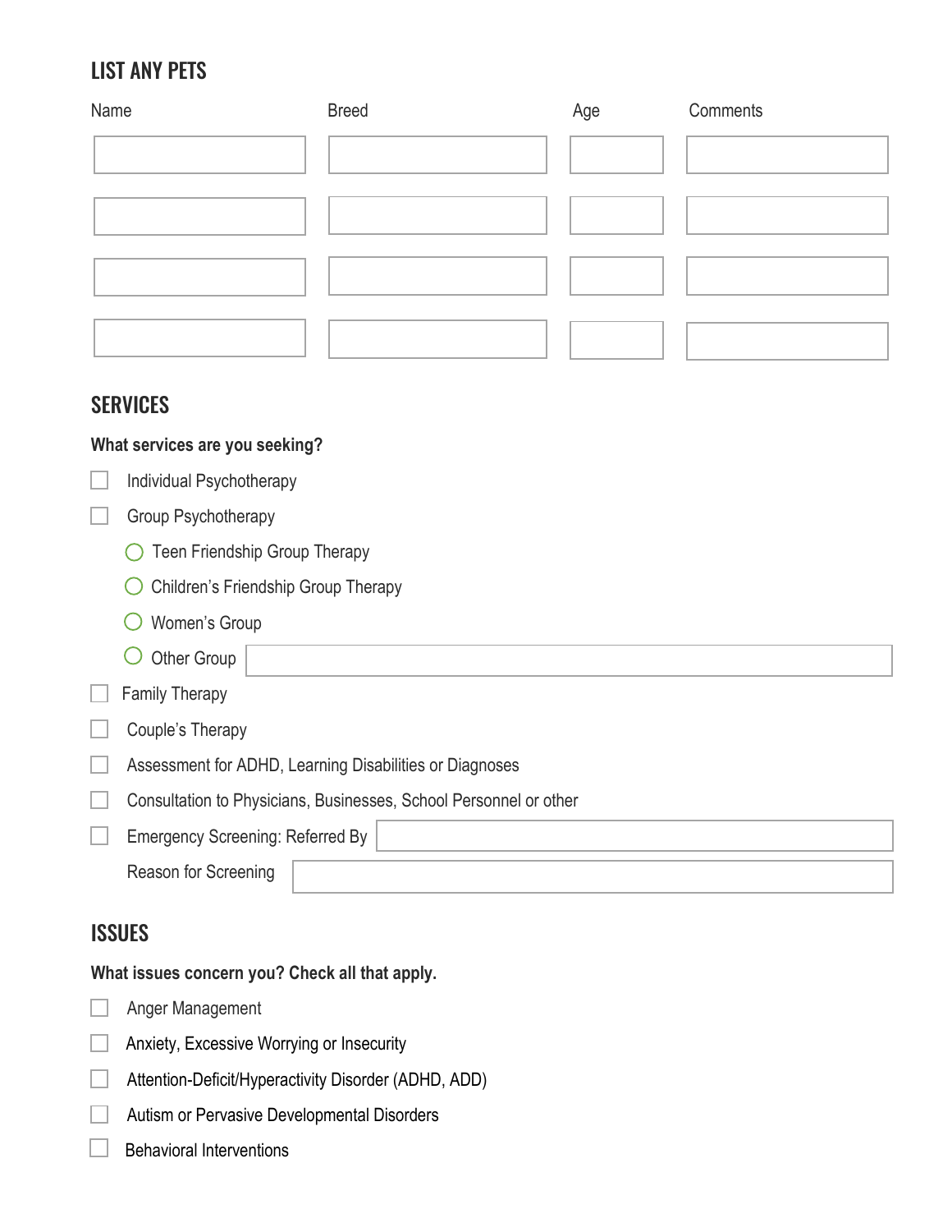## LIST ANY PETS

| Name | Breed | Age | Comments |
|---|---|---|---|
| | | | |
| | | | |
| | | | |
| | | | |

## SERVICES

**What services are you seeking?**

- ☐ Individual Psychotherapy
- ☐ Group Psychotherapy
  - ○ Teen Friendship Group Therapy
  - ○ Children's Friendship Group Therapy
  - ○ Women's Group
  - ○ Other Group ____________________
- ☐ Family Therapy
- ☐ Couple's Therapy
- ☐ Assessment for ADHD, Learning Disabilities or Diagnoses
- ☐ Consultation to Physicians, Businesses, School Personnel or other
- ☐ Emergency Screening: Referred By ____________________

  Reason for Screening ____________________

## ISSUES

**What issues concern you? Check all that apply.**

- ☐ Anger Management
- ☐ Anxiety, Excessive Worrying or Insecurity
- ☐ Attention-Deficit/Hyperactivity Disorder (ADHD, ADD)
- ☐ Autism or Pervasive Developmental Disorders
- ☐ Behavioral Interventions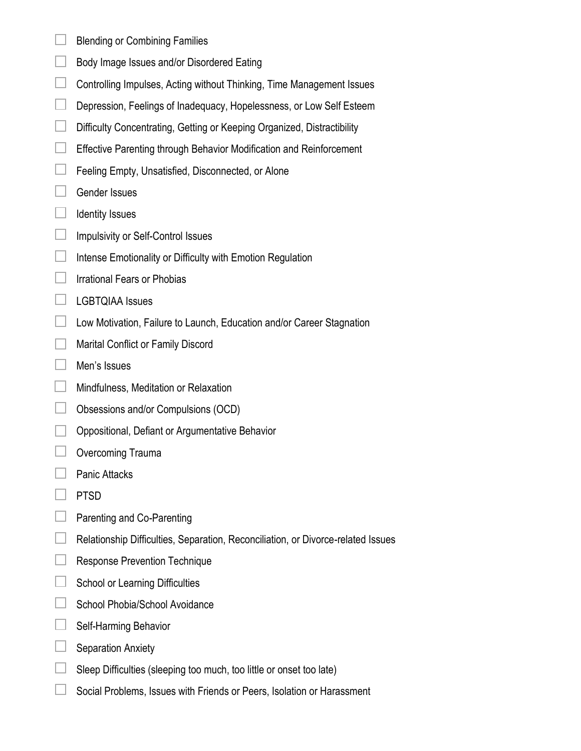- [ ] Blending or Combining Families
- [ ] Body Image Issues and/or Disordered Eating
- [ ] Controlling Impulses, Acting without Thinking, Time Management Issues
- [ ] Depression, Feelings of Inadequacy, Hopelessness, or Low Self Esteem
- [ ] Difficulty Concentrating, Getting or Keeping Organized, Distractibility
- [ ] Effective Parenting through Behavior Modification and Reinforcement
- [ ] Feeling Empty, Unsatisfied, Disconnected, or Alone
- [ ] Gender Issues
- [ ] Identity Issues
- [ ] Impulsivity or Self-Control Issues
- [ ] Intense Emotionality or Difficulty with Emotion Regulation
- [ ] Irrational Fears or Phobias
- [ ] LGBTQIAA Issues
- [ ] Low Motivation, Failure to Launch, Education and/or Career Stagnation
- [ ] Marital Conflict or Family Discord
- [ ] Men's Issues
- [ ] Mindfulness, Meditation or Relaxation
- [ ] Obsessions and/or Compulsions (OCD)
- [ ] Oppositional, Defiant or Argumentative Behavior
- [ ] Overcoming Trauma
- [ ] Panic Attacks
- [ ] PTSD
- [ ] Parenting and Co-Parenting
- [ ] Relationship Difficulties, Separation, Reconciliation, or Divorce-related Issues
- [ ] Response Prevention Technique
- [ ] School or Learning Difficulties
- [ ] School Phobia/School Avoidance
- [ ] Self-Harming Behavior
- [ ] Separation Anxiety
- [ ] Sleep Difficulties (sleeping too much, too little or onset too late)
- [ ] Social Problems, Issues with Friends or Peers, Isolation or Harassment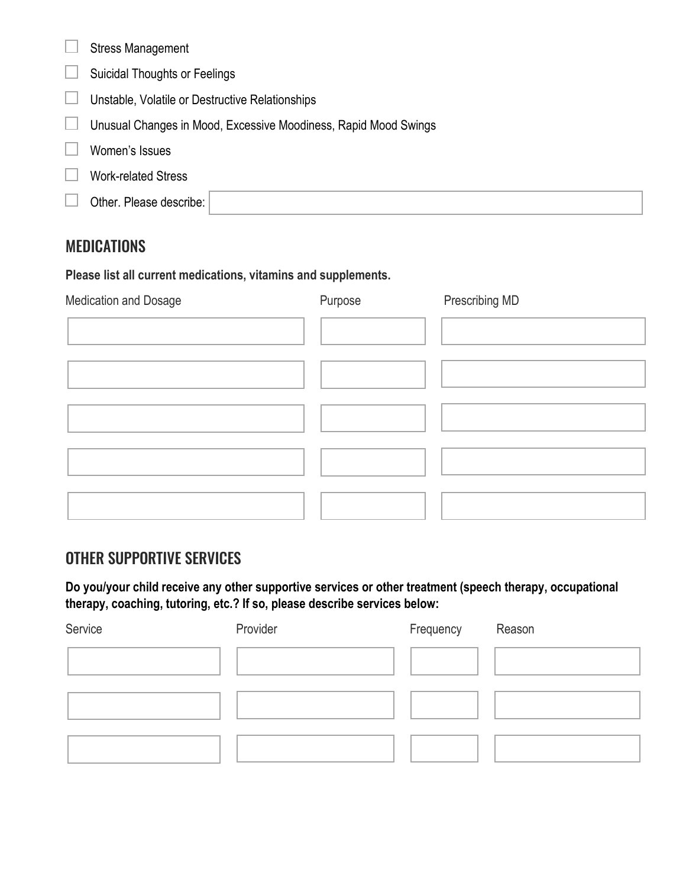- [ ] Stress Management
- [ ] Suicidal Thoughts or Feelings
- [ ] Unstable, Volatile or Destructive Relationships
- [ ] Unusual Changes in Mood, Excessive Moodiness, Rapid Mood Swings
- [ ] Women's Issues
- [ ] Work-related Stress
- [ ] Other. Please describe: ____________________

## MEDICATIONS

**Please list all current medications, vitamins and supplements.**

| Medication and Dosage | Purpose | Prescribing MD |
|---|---|---|
| | | |
| | | |
| | | |
| | | |
| | | |

## OTHER SUPPORTIVE SERVICES

**Do you/your child receive any other supportive services or other treatment (speech therapy, occupational therapy, coaching, tutoring, etc.? If so, please describe services below:**

| Service | Provider | Frequency | Reason |
|---|---|---|---|
| | | | |
| | | | |
| | | | |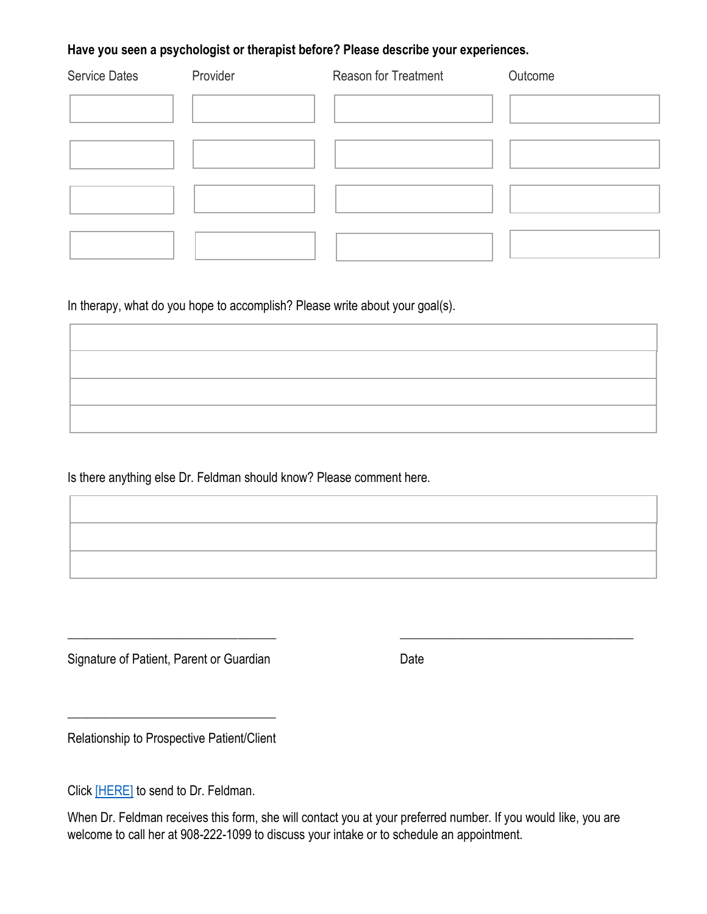**Have you seen a psychologist or therapist before? Please describe your experiences.**

| Service Dates | Provider | Reason for Treatment | Outcome |
| --- | --- | --- | --- |
| | | | |
| | | | |
| | | | |
| | | | |

In therapy, what do you hope to accomplish? Please write about your goal(s).

| |
| --- |
| |
| |
| |
| |

Is there anything else Dr. Feldman should know? Please comment here.

| |
| --- |
| |
| |
| |

\_\_\_\_\_\_\_\_\_\_\_\_\_\_\_\_\_\_\_\_\_\_\_\_\_\_\_\_\_\_\_\_\_\_

Signature of Patient, Parent or Guardian

\_\_\_\_\_\_\_\_\_\_\_\_\_\_\_\_\_\_\_\_\_\_\_\_\_\_\_\_\_\_\_\_\_\_

Date

\_\_\_\_\_\_\_\_\_\_\_\_\_\_\_\_\_\_\_\_\_\_\_\_\_\_\_\_\_\_\_\_\_\_

Relationship to Prospective Patient/Client

Click [HERE] to send to Dr. Feldman.

When Dr. Feldman receives this form, she will contact you at your preferred number. If you would like, you are welcome to call her at 908-222-1099 to discuss your intake or to schedule an appointment.